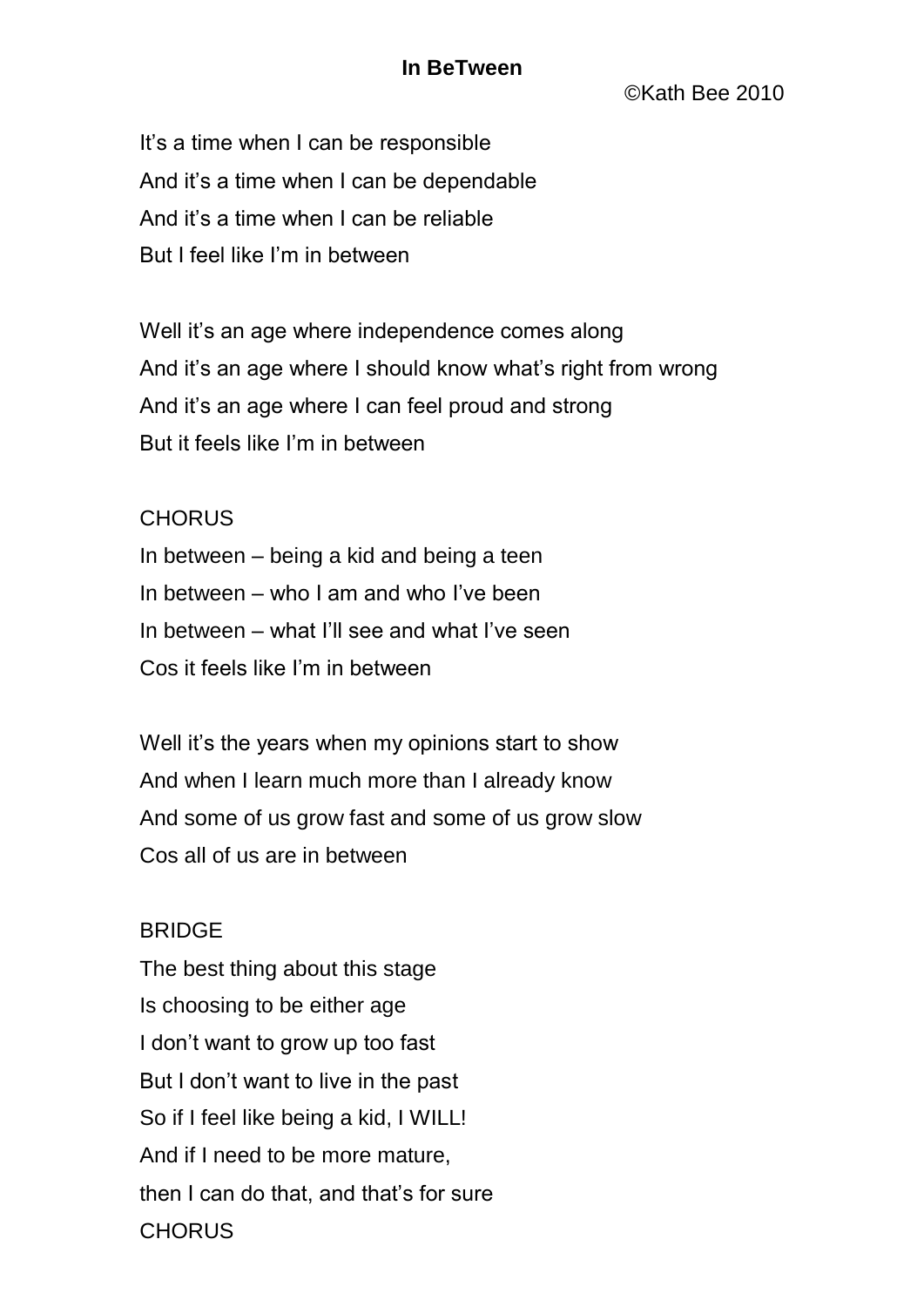# In BeTween

©Kath Bee 2010

It's a time when I can be responsible
And it's a time when I can be dependable
And it's a time when I can be reliable
But I feel like I'm in between

Well it's an age where independence comes along
And it's an age where I should know what's right from wrong
And it's an age where I can feel proud and strong
But it feels like I'm in between

CHORUS
In between – being a kid and being a teen
In between – who I am and who I've been
In between – what I'll see and what I've seen
Cos it feels like I'm in between

Well it's the years when my opinions start to show
And when I learn much more than I already know
And some of us grow fast and some of us grow slow
Cos all of us are in between

BRIDGE
The best thing about this stage
Is choosing to be either age
I don't want to grow up too fast
But I don't want to live in the past
So if I feel like being a kid, I WILL!
And if I need to be more mature,
then I can do that, and that's for sure
CHORUS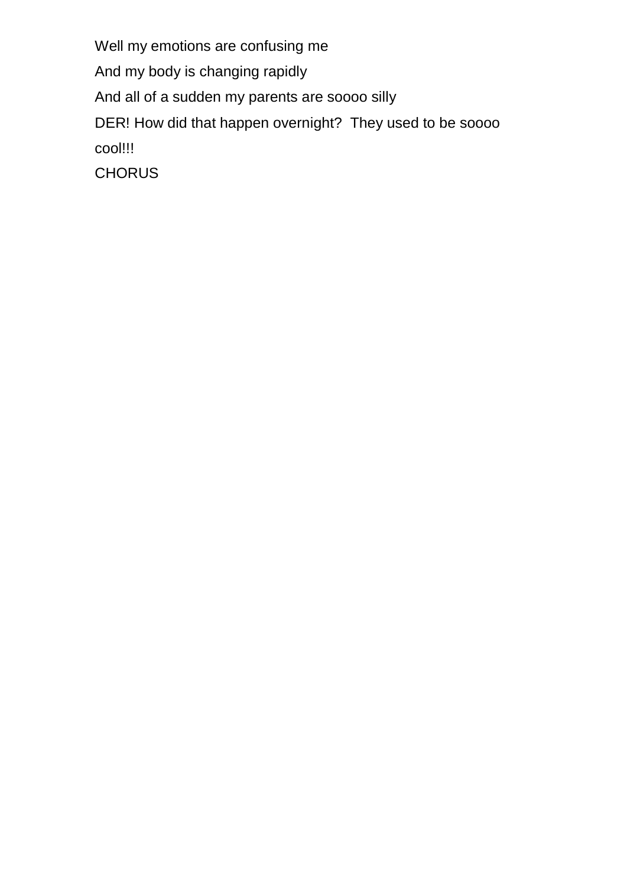Well my emotions are confusing me

And my body is changing rapidly

And all of a sudden my parents are soooo silly

DER! How did that happen overnight?  They used to be soooo cool!!!

CHORUS